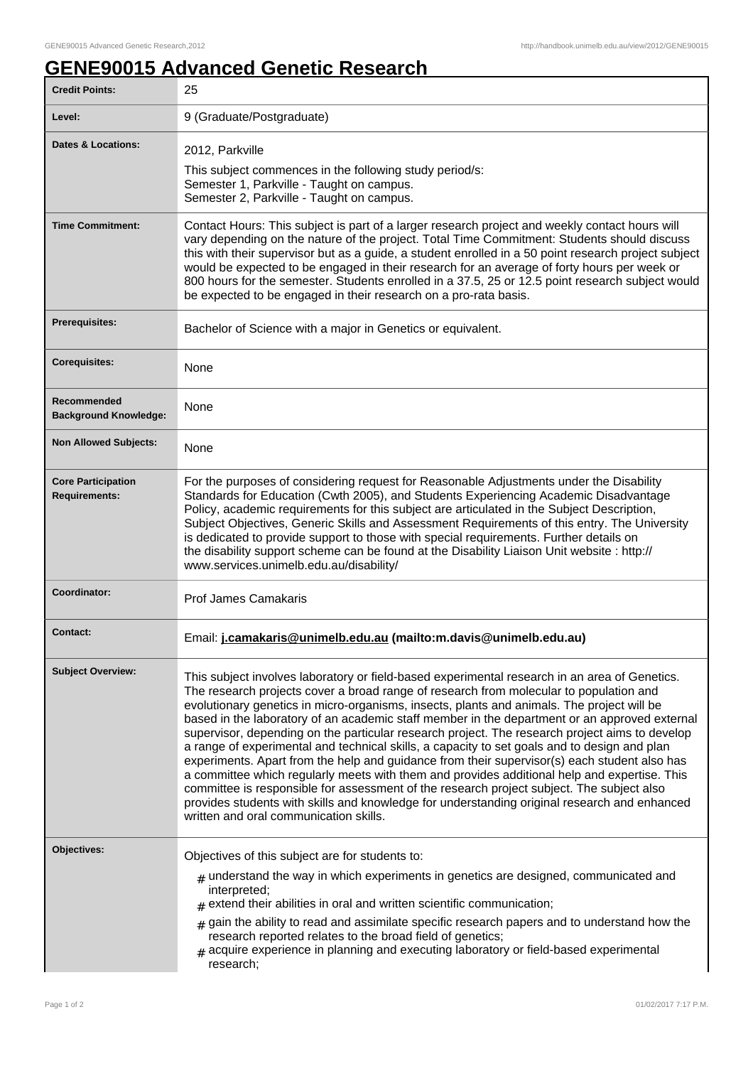# GENE90015 Advanced Genetic Research

| | |
|---|---|
| **Credit Points:** | 25 |
| **Level:** | 9 (Graduate/Postgraduate) |
| **Dates & Locations:** | 2012, Parkville<br>This subject commences in the following study period/s:<br>Semester 1, Parkville - Taught on campus.<br>Semester 2, Parkville - Taught on campus. |
| **Time Commitment:** | Contact Hours: This subject is part of a larger research project and weekly contact hours will vary depending on the nature of the project. Total Time Commitment: Students should discuss this with their supervisor but as a guide, a student enrolled in a 50 point research project subject would be expected to be engaged in their research for an average of forty hours per week or 800 hours for the semester. Students enrolled in a 37.5, 25 or 12.5 point research subject would be expected to be engaged in their research on a pro-rata basis. |
| **Prerequisites:** | Bachelor of Science with a major in Genetics or equivalent. |
| **Corequisites:** | None |
| **Recommended Background Knowledge:** | None |
| **Non Allowed Subjects:** | None |
| **Core Participation Requirements:** | For the purposes of considering request for Reasonable Adjustments under the Disability Standards for Education (Cwth 2005), and Students Experiencing Academic Disadvantage Policy, academic requirements for this subject are articulated in the Subject Description, Subject Objectives, Generic Skills and Assessment Requirements of this entry. The University is dedicated to provide support to those with special requirements. Further details on the disability support scheme can be found at the Disability Liaison Unit website : http://www.services.unimelb.edu.au/disability/ |
| **Coordinator:** | Prof James Camakaris |
| **Contact:** | Email: **j.camakaris@unimelb.edu.au (mailto:m.davis@unimelb.edu.au)** |
| **Subject Overview:** | This subject involves laboratory or field-based experimental research in an area of Genetics. The research projects cover a broad range of research from molecular to population and evolutionary genetics in micro-organisms, insects, plants and animals. The project will be based in the laboratory of an academic staff member in the department or an approved external supervisor, depending on the particular research project. The research project aims to develop a range of experimental and technical skills, a capacity to set goals and to design and plan experiments. Apart from the help and guidance from their supervisor(s) each student also has a committee which regularly meets with them and provides additional help and expertise. This committee is responsible for assessment of the research project subject. The subject also provides students with skills and knowledge for understanding original research and enhanced written and oral communication skills. |
| **Objectives:** | Objectives of this subject are for students to:<br># understand the way in which experiments in genetics are designed, communicated and interpreted;<br># extend their abilities in oral and written scientific communication;<br># gain the ability to read and assimilate specific research papers and to understand how the research reported relates to the broad field of genetics;<br># acquire experience in planning and executing laboratory or field-based experimental research; |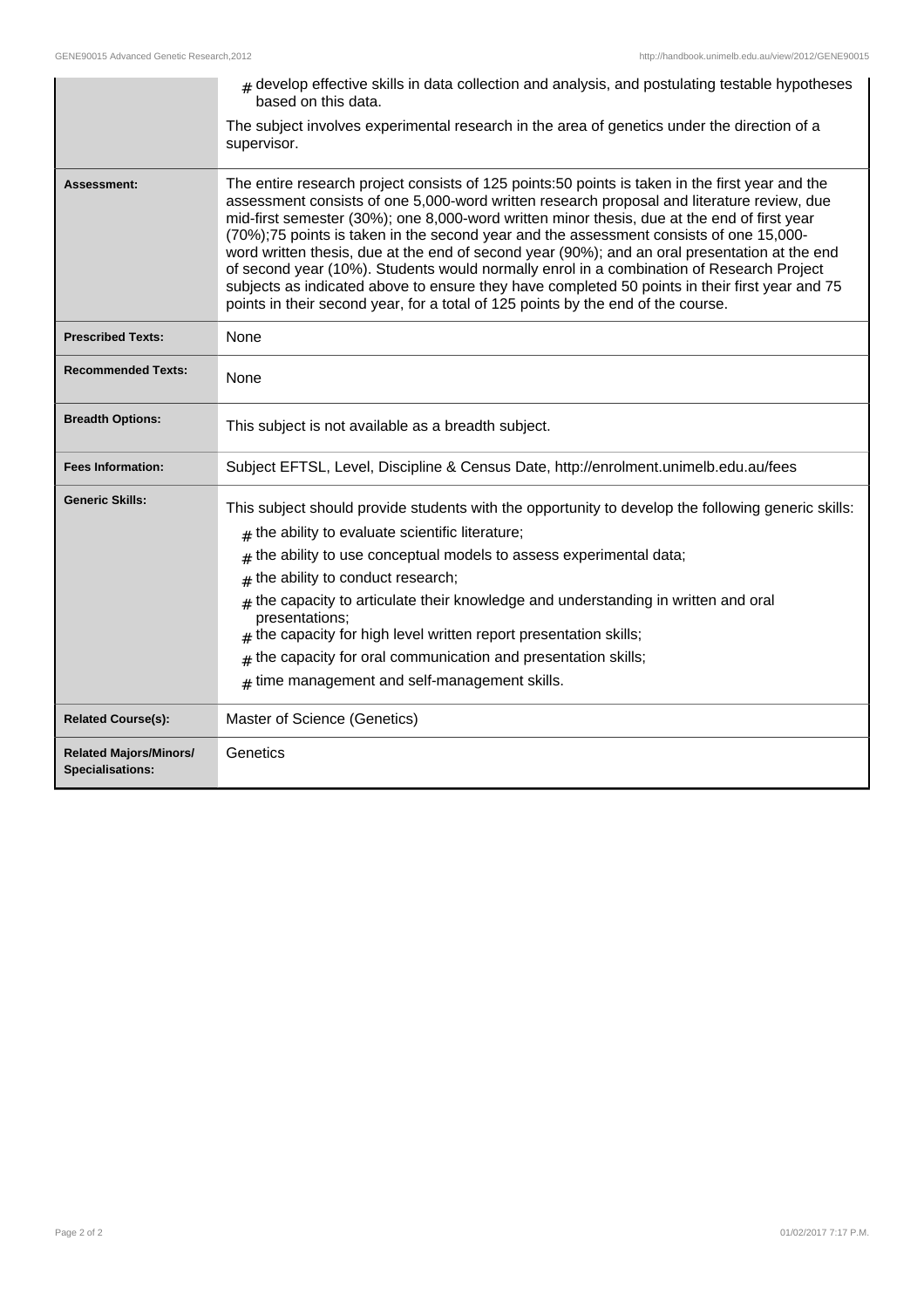| | |
|---|---|
| | # develop effective skills in data collection and analysis, and postulating testable hypotheses based on this data.<br><br>The subject involves experimental research in the area of genetics under the direction of a supervisor. |
| **Assessment:** | The entire research project consists of 125 points:50 points is taken in the first year and the assessment consists of one 5,000-word written research proposal and literature review, due mid-first semester (30%); one 8,000-word written minor thesis, due at the end of first year (70%);75 points is taken in the second year and the assessment consists of one 15,000-word written thesis, due at the end of second year (90%); and an oral presentation at the end of second year (10%). Students would normally enrol in a combination of Research Project subjects as indicated above to ensure they have completed 50 points in their first year and 75 points in their second year, for a total of 125 points by the end of the course. |
| **Prescribed Texts:** | None |
| **Recommended Texts:** | None |
| **Breadth Options:** | This subject is not available as a breadth subject. |
| **Fees Information:** | Subject EFTSL, Level, Discipline & Census Date, http://enrolment.unimelb.edu.au/fees |
| **Generic Skills:** | This subject should provide students with the opportunity to develop the following generic skills:<br># the ability to evaluate scientific literature;<br># the ability to use conceptual models to assess experimental data;<br># the ability to conduct research;<br># the capacity to articulate their knowledge and understanding in written and oral presentations;<br># the capacity for high level written report presentation skills;<br># the capacity for oral communication and presentation skills;<br># time management and self-management skills. |
| **Related Course(s):** | Master of Science (Genetics) |
| **Related Majors/Minors/ Specialisations:** | Genetics |